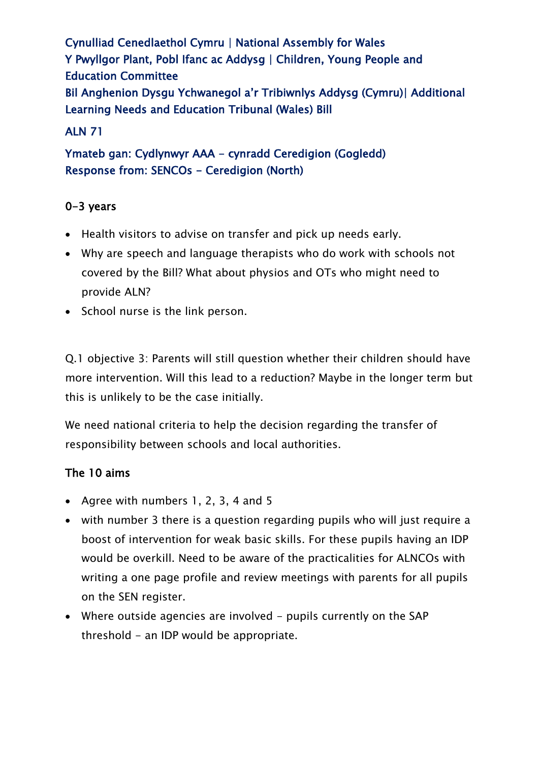Cynulliad Cenedlaethol Cymru | National Assembly for Wales
Y Pwyllgor Plant, Pobl Ifanc ac Addysg | Children, Young People and Education Committee
Bil Anghenion Dysgu Ychwanegol a'r Tribiwnlys Addysg (Cymru)| Additional Learning Needs and Education Tribunal (Wales) Bill

ALN 71

Ymateb gan: Cydlynwyr AAA - cynradd Ceredigion (Gogledd)
Response from: SENCOs - Ceredigion (North)

## 0-3 years

- Health visitors to advise on transfer and pick up needs early.
- Why are speech and language therapists who do work with schools not covered by the Bill? What about physios and OTs who might need to provide ALN?
- School nurse is the link person.

Q.1 objective 3: Parents will still question whether their children should have more intervention. Will this lead to a reduction? Maybe in the longer term but this is unlikely to be the case initially.

We need national criteria to help the decision regarding the transfer of responsibility between schools and local authorities.

## The 10 aims

- Agree with numbers 1, 2, 3, 4 and 5
- with number 3 there is a question regarding pupils who will just require a boost of intervention for weak basic skills. For these pupils having an IDP would be overkill. Need to be aware of the practicalities for ALNCOs with writing a one page profile and review meetings with parents for all pupils on the SEN register.
- Where outside agencies are involved - pupils currently on the SAP threshold - an IDP would be appropriate.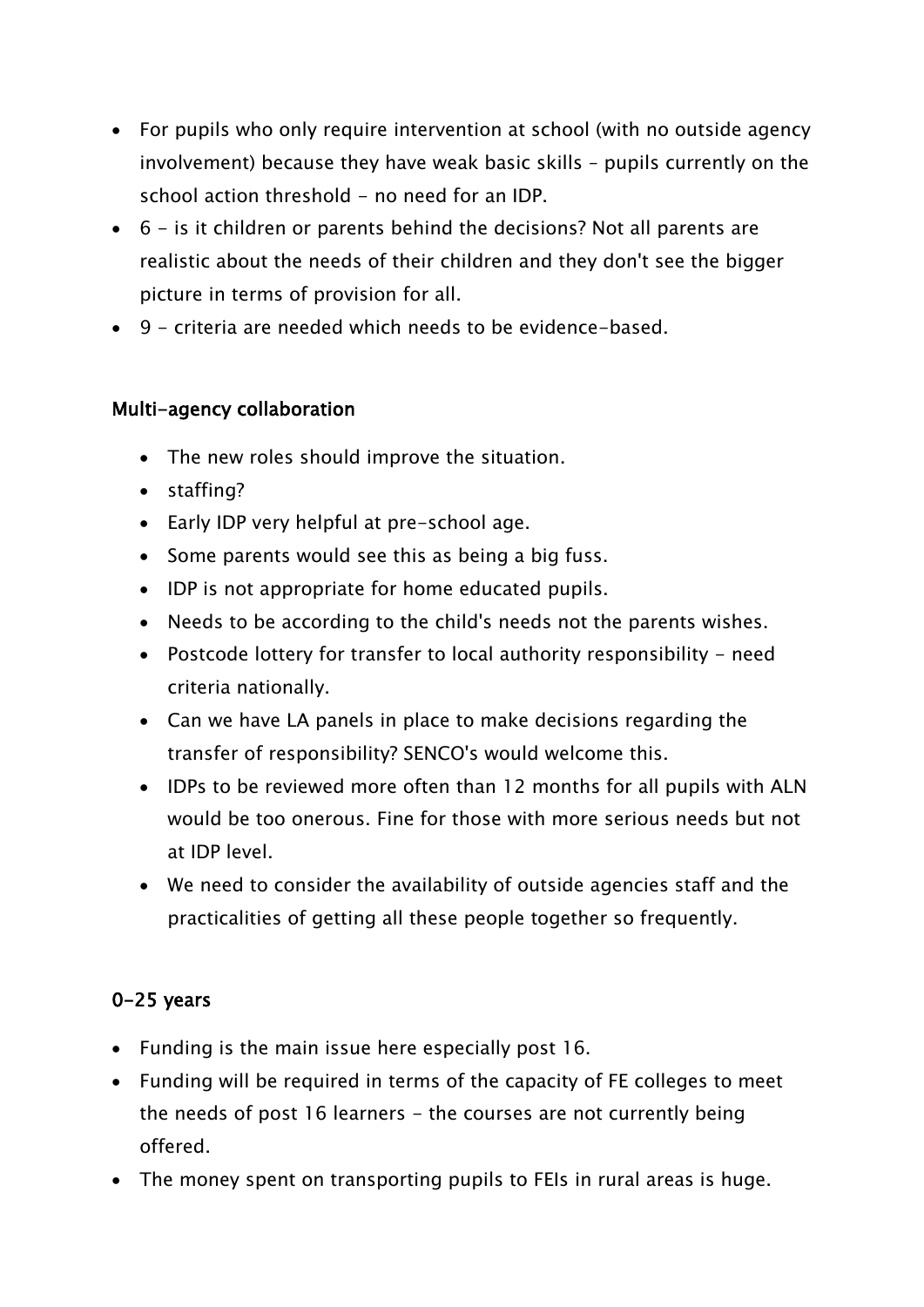- For pupils who only require intervention at school (with no outside agency involvement) because they have weak basic skills – pupils currently on the school action threshold - no need for an IDP.
- 6 - is it children or parents behind the decisions? Not all parents are realistic about the needs of their children and they don't see the bigger picture in terms of provision for all.
- 9 - criteria are needed which needs to be evidence-based.

**Multi-agency collaboration**

- The new roles should improve the situation.
- staffing?
- Early IDP very helpful at pre-school age.
- Some parents would see this as being a big fuss.
- IDP is not appropriate for home educated pupils.
- Needs to be according to the child's needs not the parents wishes.
- Postcode lottery for transfer to local authority responsibility - need criteria nationally.
- Can we have LA panels in place to make decisions regarding the transfer of responsibility? SENCO's would welcome this.
- IDPs to be reviewed more often than 12 months for all pupils with ALN would be too onerous. Fine for those with more serious needs but not at IDP level.
- We need to consider the availability of outside agencies staff and the practicalities of getting all these people together so frequently.

**0-25 years**

- Funding is the main issue here especially post 16.
- Funding will be required in terms of the capacity of FE colleges to meet the needs of post 16 learners - the courses are not currently being offered.
- The money spent on transporting pupils to FEIs in rural areas is huge.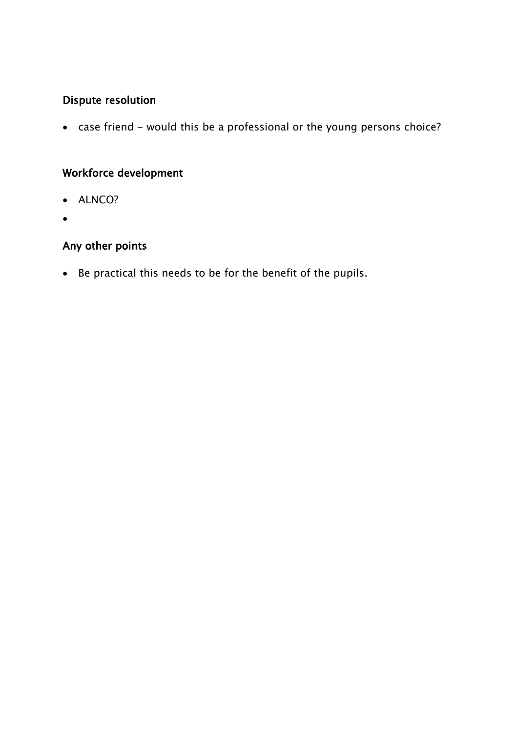## Dispute resolution

- case friend - would this be a professional or the young persons choice?

## Workforce development

- ALNCO?
- 

## Any other points

- Be practical this needs to be for the benefit of the pupils.